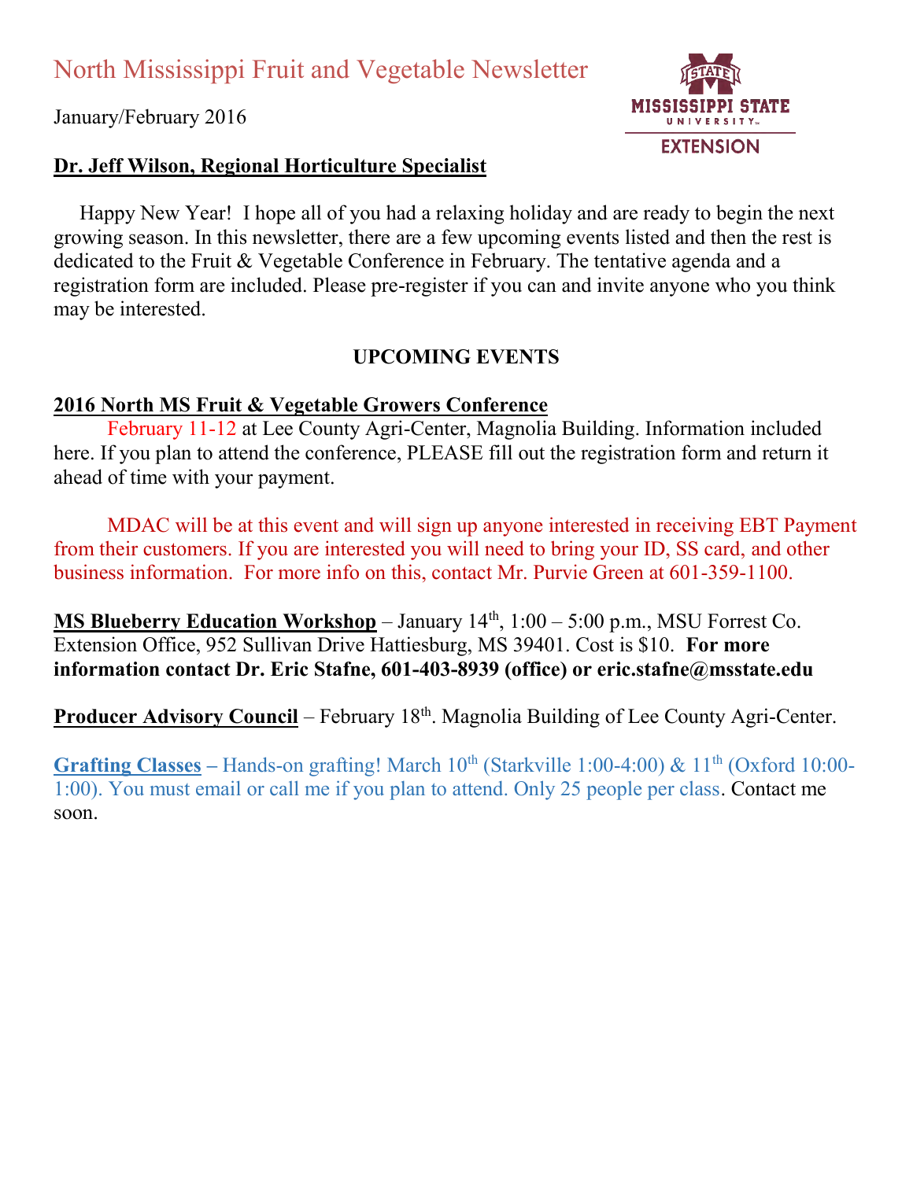# North Mississippi Fruit and Vegetable Newsletter

January/February 2016

**Dr. Jeff Wilson, Regional Horticulture Specialist**

Happy New Year! I hope all of you had a relaxing holiday and are ready to begin the next growing season. In this newsletter, there are a few upcoming events listed and then the rest is dedicated to the Fruit & Vegetable Conference in February. The tentative agenda and a registration form are included. Please pre-register if you can and invite anyone who you think may be interested.

## UPCOMING EVENTS

**2016 North MS Fruit & Vegetable Growers Conference**

February 11-12 at Lee County Agri-Center, Magnolia Building. Information included here. If you plan to attend the conference, PLEASE fill out the registration form and return it ahead of time with your payment.

MDAC will be at this event and will sign up anyone interested in receiving EBT Payment from their customers. If you are interested you will need to bring your ID, SS card, and other business information. For more info on this, contact Mr. Purvie Green at 601-359-1100.

**MS Blueberry Education Workshop** – January 14th, 1:00 – 5:00 p.m., MSU Forrest Co. Extension Office, 952 Sullivan Drive Hattiesburg, MS 39401. Cost is $10. **For more information contact Dr. Eric Stafne, 601-403-8939 (office) or eric.stafne@msstate.edu**

**Producer Advisory Council** – February 18th. Magnolia Building of Lee County Agri-Center.

**Grafting Classes** – Hands-on grafting! March 10th (Starkville 1:00-4:00) & 11th (Oxford 10:00-1:00). You must email or call me if you plan to attend. Only 25 people per class. Contact me soon.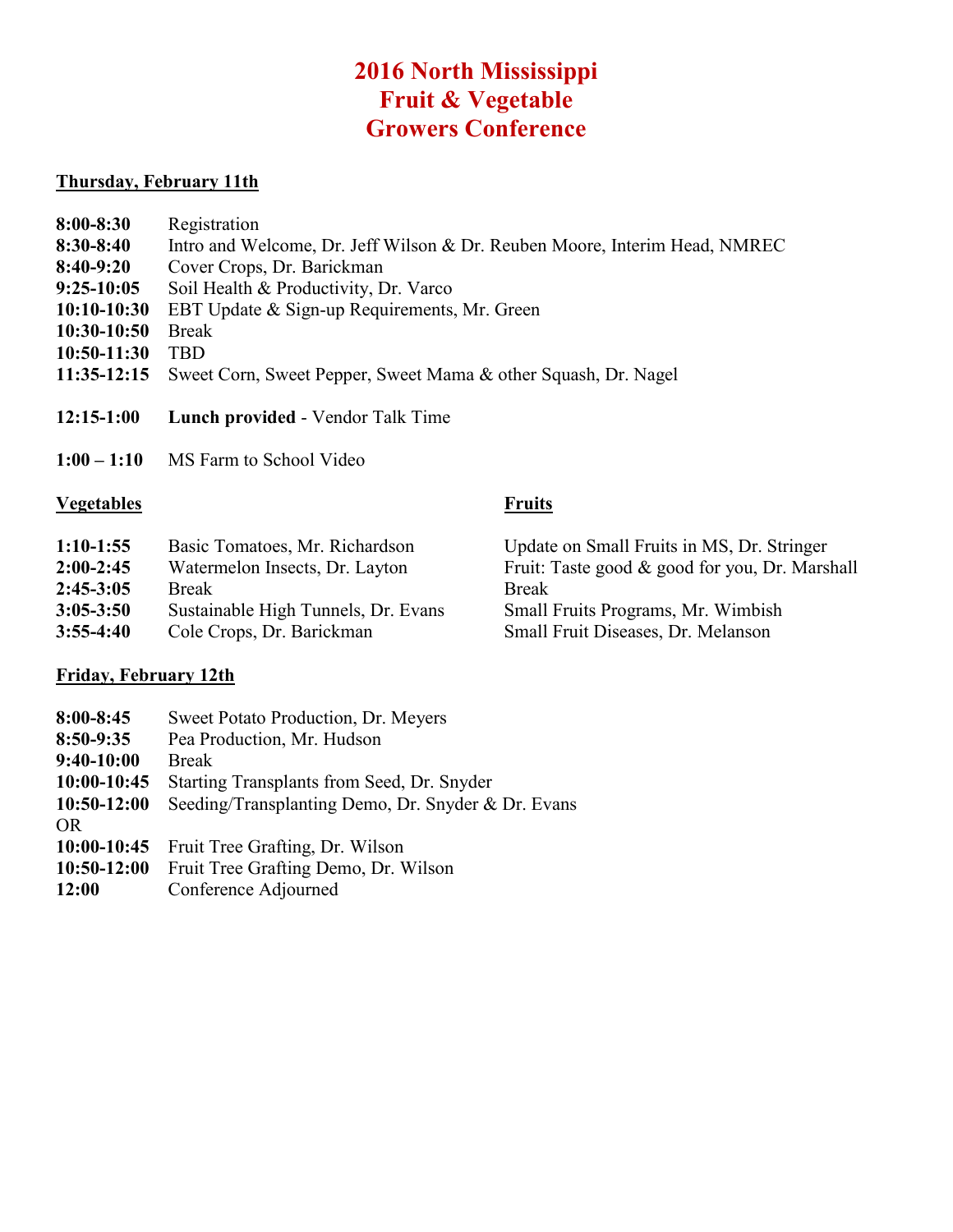# 2016 North Mississippi Fruit & Vegetable Growers Conference

**Thursday, February 11th**

| | |
|---|---|
| **8:00-8:30** | Registration |
| **8:30-8:40** | Intro and Welcome, Dr. Jeff Wilson & Dr. Reuben Moore, Interim Head, NMREC |
| **8:40-9:20** | Cover Crops, Dr. Barickman |
| **9:25-10:05** | Soil Health & Productivity, Dr. Varco |
| **10:10-10:30** | EBT Update & Sign-up Requirements, Mr. Green |
| **10:30-10:50** | Break |
| **10:50-11:30** | TBD |
| **11:35-12:15** | Sweet Corn, Sweet Pepper, Sweet Mama & other Squash, Dr. Nagel |
| **12:15-1:00** | **Lunch provided** - Vendor Talk Time |
| **1:00 – 1:10** | MS Farm to School Video |

| | **Vegetables** | **Fruits** |
|---|---|---|
| **1:10-1:55** | Basic Tomatoes, Mr. Richardson | Update on Small Fruits in MS, Dr. Stringer |
| **2:00-2:45** | Watermelon Insects, Dr. Layton | Fruit: Taste good & good for you, Dr. Marshall |
| **2:45-3:05** | Break | Break |
| **3:05-3:50** | Sustainable High Tunnels, Dr. Evans | Small Fruits Programs, Mr. Wimbish |
| **3:55-4:40** | Cole Crops, Dr. Barickman | Small Fruit Diseases, Dr. Melanson |

**Friday, February 12th**

| | |
|---|---|
| **8:00-8:45** | Sweet Potato Production, Dr. Meyers |
| **8:50-9:35** | Pea Production, Mr. Hudson |
| **9:40-10:00** | Break |
| **10:00-10:45** | Starting Transplants from Seed, Dr. Snyder |
| **10:50-12:00** | Seeding/Transplanting Demo, Dr. Snyder & Dr. Evans |
| OR | |
| **10:00-10:45** | Fruit Tree Grafting, Dr. Wilson |
| **10:50-12:00** | Fruit Tree Grafting Demo, Dr. Wilson |
| **12:00** | Conference Adjourned |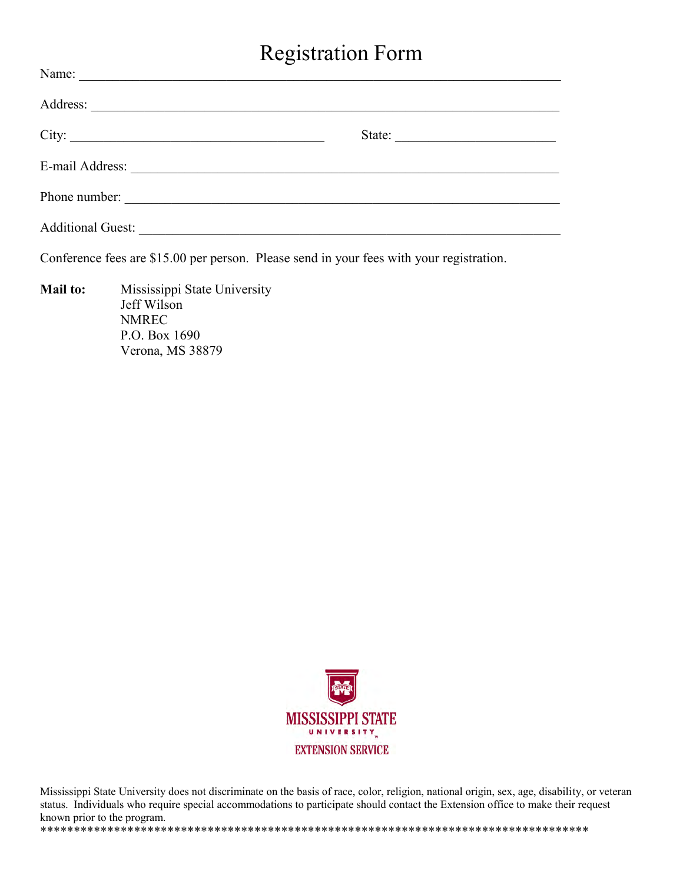# Registration Form

Name: ______________________________________________________________________

Address: ____________________________________________________________________

City: ____________________________________ State: _______________________

E-mail Address: _______________________________________________________________

Phone number: _______________________________________________________________

Additional Guest: _____________________________________________________________

Conference fees are $15.00 per person. Please send in your fees with your registration.

**Mail to:** Mississippi State University
Jeff Wilson
NMREC
P.O. Box 1690
Verona, MS 38879

MISSISSIPPI STATE UNIVERSITY
EXTENSION SERVICE

Mississippi State University does not discriminate on the basis of race, color, religion, national origin, sex, age, disability, or veteran status. Individuals who require special accommodations to participate should contact the Extension office to make their request known prior to the program.

***************************************************************************************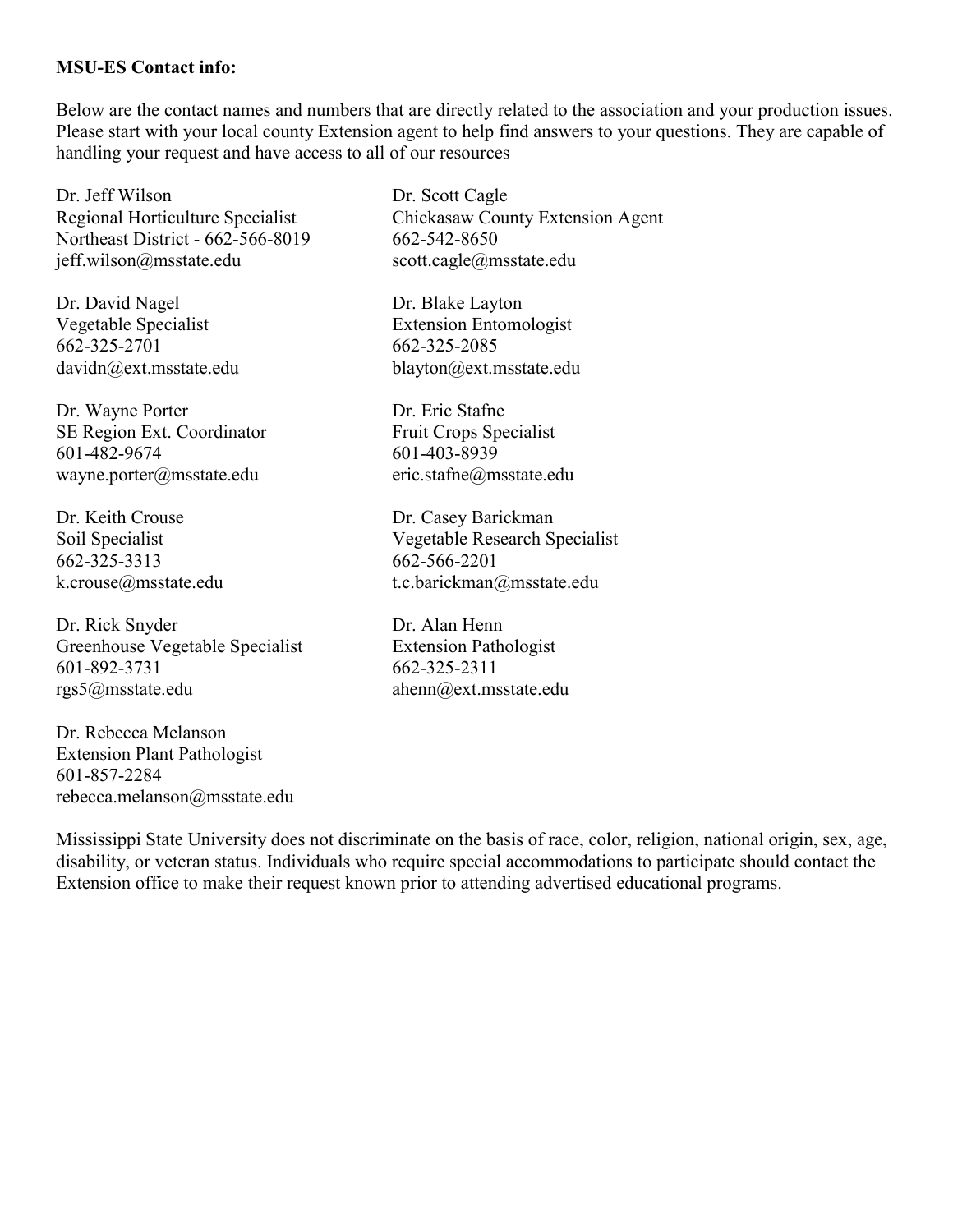**MSU-ES Contact info:**

Below are the contact names and numbers that are directly related to the association and your production issues. Please start with your local county Extension agent to help find answers to your questions. They are capable of handling your request and have access to all of our resources

Dr. Jeff Wilson
Regional Horticulture Specialist
Northeast District - 662-566-8019
jeff.wilson@msstate.edu

Dr. Scott Cagle
Chickasaw County Extension Agent
662-542-8650
scott.cagle@msstate.edu

Dr. David Nagel
Vegetable Specialist
662-325-2701
davidn@ext.msstate.edu

Dr. Blake Layton
Extension Entomologist
662-325-2085
blayton@ext.msstate.edu

Dr. Wayne Porter
SE Region Ext. Coordinator
601-482-9674
wayne.porter@msstate.edu

Dr. Eric Stafne
Fruit Crops Specialist
601-403-8939
eric.stafne@msstate.edu

Dr. Keith Crouse
Soil Specialist
662-325-3313
k.crouse@msstate.edu

Dr. Casey Barickman
Vegetable Research Specialist
662-566-2201
t.c.barickman@msstate.edu

Dr. Rick Snyder
Greenhouse Vegetable Specialist
601-892-3731
rgs5@msstate.edu

Dr. Alan Henn
Extension Pathologist
662-325-2311
ahenn@ext.msstate.edu

Dr. Rebecca Melanson
Extension Plant Pathologist
601-857-2284
rebecca.melanson@msstate.edu

Mississippi State University does not discriminate on the basis of race, color, religion, national origin, sex, age, disability, or veteran status. Individuals who require special accommodations to participate should contact the Extension office to make their request known prior to attending advertised educational programs.